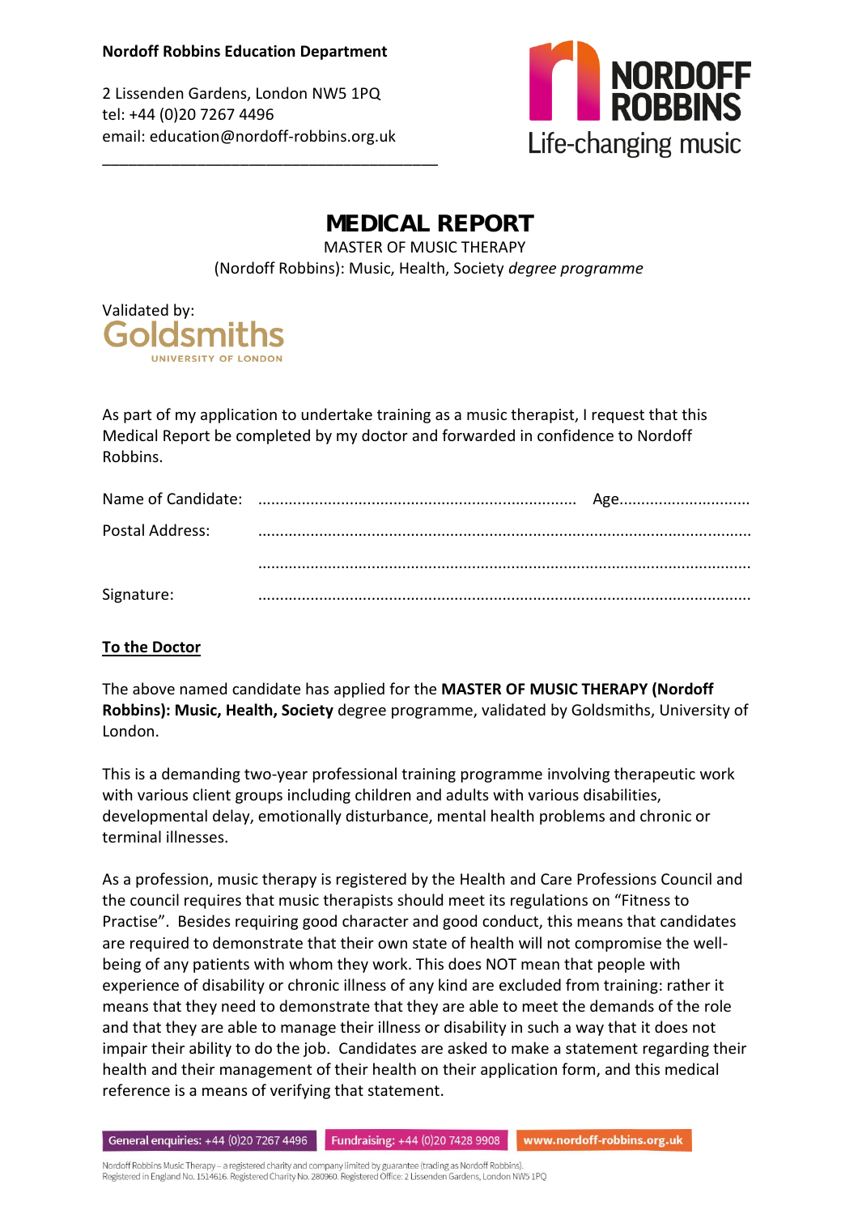**Nordoff Robbins Education Department**

2 Lissenden Gardens, London NW5 1PQ
tel: +44 (0)20 7267 4496
email: education@nordoff-robbins.org.uk

NORDOFF ROBBINS
Life-changing music

# MEDICAL REPORT

MASTER OF MUSIC THERAPY
(Nordoff Robbins): Music, Health, Society *degree programme*

Validated by:
Goldsmiths
UNIVERSITY OF LONDON

As part of my application to undertake training as a music therapist, I request that this Medical Report be completed by my doctor and forwarded in confidence to Nordoff Robbins.

Name of Candidate: ........................................................................ Age..............................

Postal Address: ..............................................................................................................

..............................................................................................................

Signature: ..............................................................................................................

**To the Doctor**

The above named candidate has applied for the **MASTER OF MUSIC THERAPY (Nordoff Robbins): Music, Health, Society** degree programme, validated by Goldsmiths, University of London.

This is a demanding two-year professional training programme involving therapeutic work with various client groups including children and adults with various disabilities, developmental delay, emotionally disturbance, mental health problems and chronic or terminal illnesses.

As a profession, music therapy is registered by the Health and Care Professions Council and the council requires that music therapists should meet its regulations on "Fitness to Practise". Besides requiring good character and good conduct, this means that candidates are required to demonstrate that their own state of health will not compromise the well-being of any patients with whom they work. This does NOT mean that people with experience of disability or chronic illness of any kind are excluded from training: rather it means that they need to demonstrate that they are able to meet the demands of the role and that they are able to manage their illness or disability in such a way that it does not impair their ability to do the job. Candidates are asked to make a statement regarding their health and their management of their health on their application form, and this medical reference is a means of verifying that statement.

General enquiries: +44 (0)20 7267 4496 | Fundraising: +44 (0)20 7428 9908 | www.nordoff-robbins.org.uk

Nordoff Robbins Music Therapy – a registered charity and company limited by guarantee (trading as Nordoff Robbins).
Registered in England No. 1514616. Registered Charity No. 280960. Registered Office: 2 Lissenden Gardens, London NW5 1PQ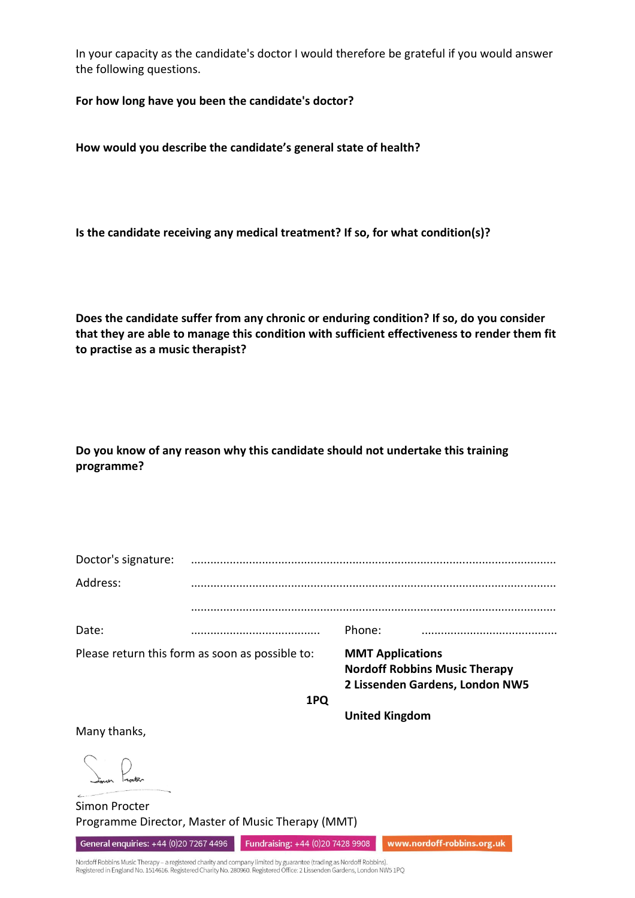In your capacity as the candidate's doctor I would therefore be grateful if you would answer the following questions.

**For how long have you been the candidate's doctor?**

**How would you describe the candidate's general state of health?**

**Is the candidate receiving any medical treatment? If so, for what condition(s)?**

**Does the candidate suffer from any chronic or enduring condition? If so, do you consider that they are able to manage this condition with sufficient effectiveness to render them fit to practise as a music therapist?**

**Do you know of any reason why this candidate should not undertake this training programme?**

Doctor's signature: ..............................................................................................................

Address: ..............................................................................................................

..............................................................................................................

Date: ....................................... Phone: .........................................

Please return this form as soon as possible to:

**MMT Applications**
**Nordoff Robbins Music Therapy**
**2 Lissenden Gardens, London NW5 1PQ**
**United Kingdom**

Many thanks,

Simon Procter
Programme Director, Master of Music Therapy (MMT)

General enquiries: +44 (0)20 7267 4496 | Fundraising: +44 (0)20 7428 9908 | www.nordoff-robbins.org.uk

Nordoff Robbins Music Therapy – a registered charity and company limited by guarantee (trading as Nordoff Robbins).
Registered in England No. 1514616. Registered Charity No. 280960. Registered Office: 2 Lissenden Gardens, London NW5 1PQ